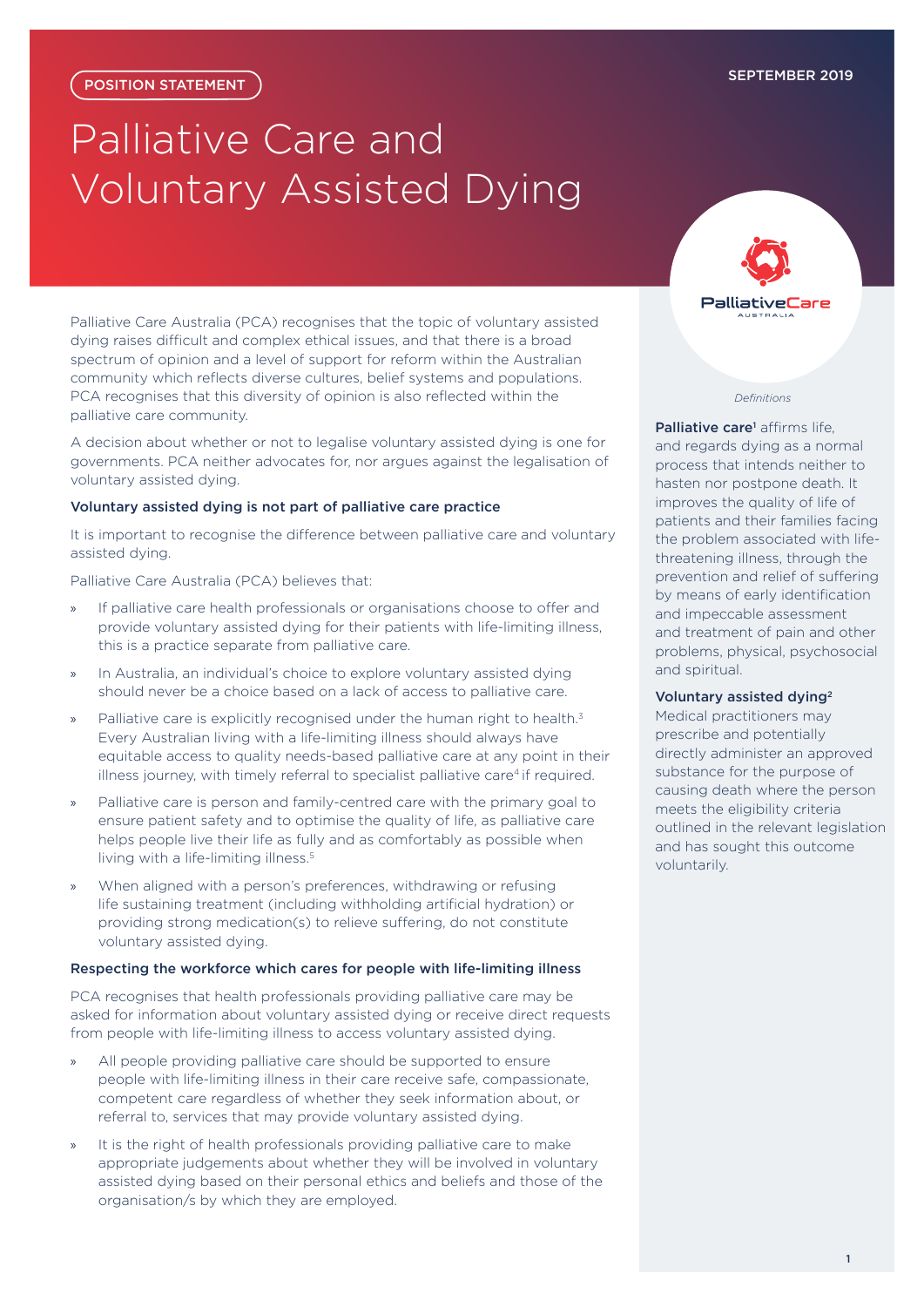POSITION STATEMENT

SEPTEMBER 2019

# Palliative Care and Voluntary Assisted Dying

Palliative Care Australia (PCA) recognises that the topic of voluntary assisted dying raises difficult and complex ethical issues, and that there is a broad spectrum of opinion and a level of support for reform within the Australian community which reflects diverse cultures, belief systems and populations. PCA recognises that this diversity of opinion is also reflected within the palliative care community.

A decision about whether or not to legalise voluntary assisted dying is one for governments. PCA neither advocates for, nor argues against the legalisation of voluntary assisted dying.

### Voluntary assisted dying is not part of palliative care practice

It is important to recognise the difference between palliative care and voluntary assisted dying.

Palliative Care Australia (PCA) believes that:

- If palliative care health professionals or organisations choose to offer and provide voluntary assisted dying for their patients with life-limiting illness, this is a practice separate from palliative care.
- In Australia, an individual's choice to explore voluntary assisted dying should never be a choice based on a lack of access to palliative care.
- Palliative care is explicitly recognised under the human right to health.[3] Every Australian living with a life-limiting illness should always have equitable access to quality needs-based palliative care at any point in their illness journey, with timely referral to specialist palliative care[4] if required.
- Palliative care is person and family-centred care with the primary goal to ensure patient safety and to optimise the quality of life, as palliative care helps people live their life as fully and as comfortably as possible when living with a life-limiting illness.[5]
- When aligned with a person's preferences, withdrawing or refusing life sustaining treatment (including withholding artificial hydration) or providing strong medication(s) to relieve suffering, do not constitute voluntary assisted dying.

### Respecting the workforce which cares for people with life-limiting illness

PCA recognises that health professionals providing palliative care may be asked for information about voluntary assisted dying or receive direct requests from people with life-limiting illness to access voluntary assisted dying.

- All people providing palliative care should be supported to ensure people with life-limiting illness in their care receive safe, compassionate, competent care regardless of whether they seek information about, or referral to, services that may provide voluntary assisted dying.
- It is the right of health professionals providing palliative care to make appropriate judgements about whether they will be involved in voluntary assisted dying based on their personal ethics and beliefs and those of the organisation/s by which they are employed.

*Definitions*

**Palliative care**[1] affirms life, and regards dying as a normal process that intends neither to hasten nor postpone death. It improves the quality of life of patients and their families facing the problem associated with life-threatening illness, through the prevention and relief of suffering by means of early identification and impeccable assessment and treatment of pain and other problems, physical, psychosocial and spiritual.

**Voluntary assisted dying**[2]
Medical practitioners may prescribe and potentially directly administer an approved substance for the purpose of causing death where the person meets the eligibility criteria outlined in the relevant legislation and has sought this outcome voluntarily.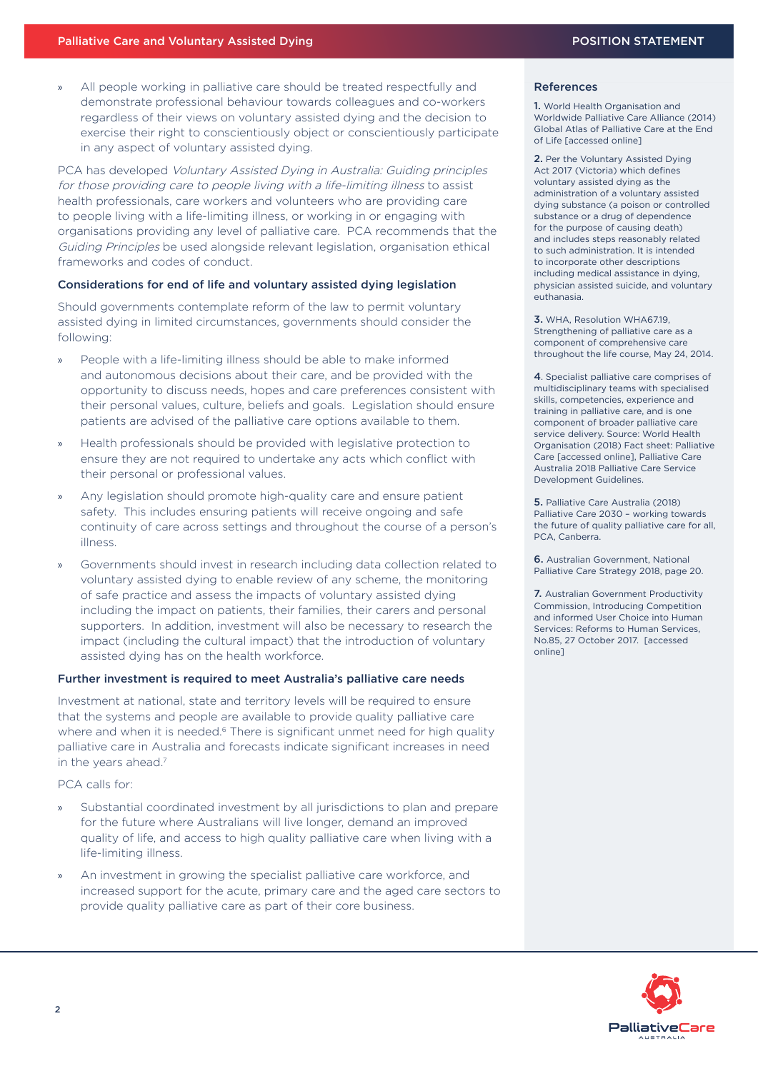- All people working in palliative care should be treated respectfully and demonstrate professional behaviour towards colleagues and co-workers regardless of their views on voluntary assisted dying and the decision to exercise their right to conscientiously object or conscientiously participate in any aspect of voluntary assisted dying.

PCA has developed *Voluntary Assisted Dying in Australia: Guiding principles for those providing care to people living with a life-limiting illness* to assist health professionals, care workers and volunteers who are providing care to people living with a life-limiting illness, or working in or engaging with organisations providing any level of palliative care. PCA recommends that the *Guiding Principles* be used alongside relevant legislation, organisation ethical frameworks and codes of conduct.

### Considerations for end of life and voluntary assisted dying legislation

Should governments contemplate reform of the law to permit voluntary assisted dying in limited circumstances, governments should consider the following:

- People with a life-limiting illness should be able to make informed and autonomous decisions about their care, and be provided with the opportunity to discuss needs, hopes and care preferences consistent with their personal values, culture, beliefs and goals. Legislation should ensure patients are advised of the palliative care options available to them.
- Health professionals should be provided with legislative protection to ensure they are not required to undertake any acts which conflict with their personal or professional values.
- Any legislation should promote high-quality care and ensure patient safety. This includes ensuring patients will receive ongoing and safe continuity of care across settings and throughout the course of a person's illness.
- Governments should invest in research including data collection related to voluntary assisted dying to enable review of any scheme, the monitoring of safe practice and assess the impacts of voluntary assisted dying including the impact on patients, their families, their carers and personal supporters. In addition, investment will also be necessary to research the impact (including the cultural impact) that the introduction of voluntary assisted dying has on the health workforce.

### Further investment is required to meet Australia's palliative care needs

Investment at national, state and territory levels will be required to ensure that the systems and people are available to provide quality palliative care where and when it is needed.[6] There is significant unmet need for high quality palliative care in Australia and forecasts indicate significant increases in need in the years ahead.[7]

PCA calls for:

- Substantial coordinated investment by all jurisdictions to plan and prepare for the future where Australians will live longer, demand an improved quality of life, and access to high quality palliative care when living with a life-limiting illness.
- An investment in growing the specialist palliative care workforce, and increased support for the acute, primary care and the aged care sectors to provide quality palliative care as part of their core business.

### References

1. World Health Organisation and Worldwide Palliative Care Alliance (2014) Global Atlas of Palliative Care at the End of Life [accessed online]
2. Per the Voluntary Assisted Dying Act 2017 (Victoria) which defines voluntary assisted dying as the administration of a voluntary assisted dying substance (a poison or controlled substance or a drug of dependence for the purpose of causing death) and includes steps reasonably related to such administration. It is intended to incorporate other descriptions including medical assistance in dying, physician assisted suicide, and voluntary euthanasia.
3. WHA, Resolution WHA67.19, Strengthening of palliative care as a component of comprehensive care throughout the life course, May 24, 2014.
4. Specialist palliative care comprises of multidisciplinary teams with specialised skills, competencies, experience and training in palliative care, and is one component of broader palliative care service delivery. Source: World Health Organisation (2018) Fact sheet: Palliative Care [accessed online], Palliative Care Australia 2018 Palliative Care Service Development Guidelines.
5. Palliative Care Australia (2018) Palliative Care 2030 – working towards the future of quality palliative care for all, PCA, Canberra.
6. Australian Government, National Palliative Care Strategy 2018, page 20.
7. Australian Government Productivity Commission, Introducing Competition and informed User Choice into Human Services: Reforms to Human Services, No.85, 27 October 2017. [accessed online]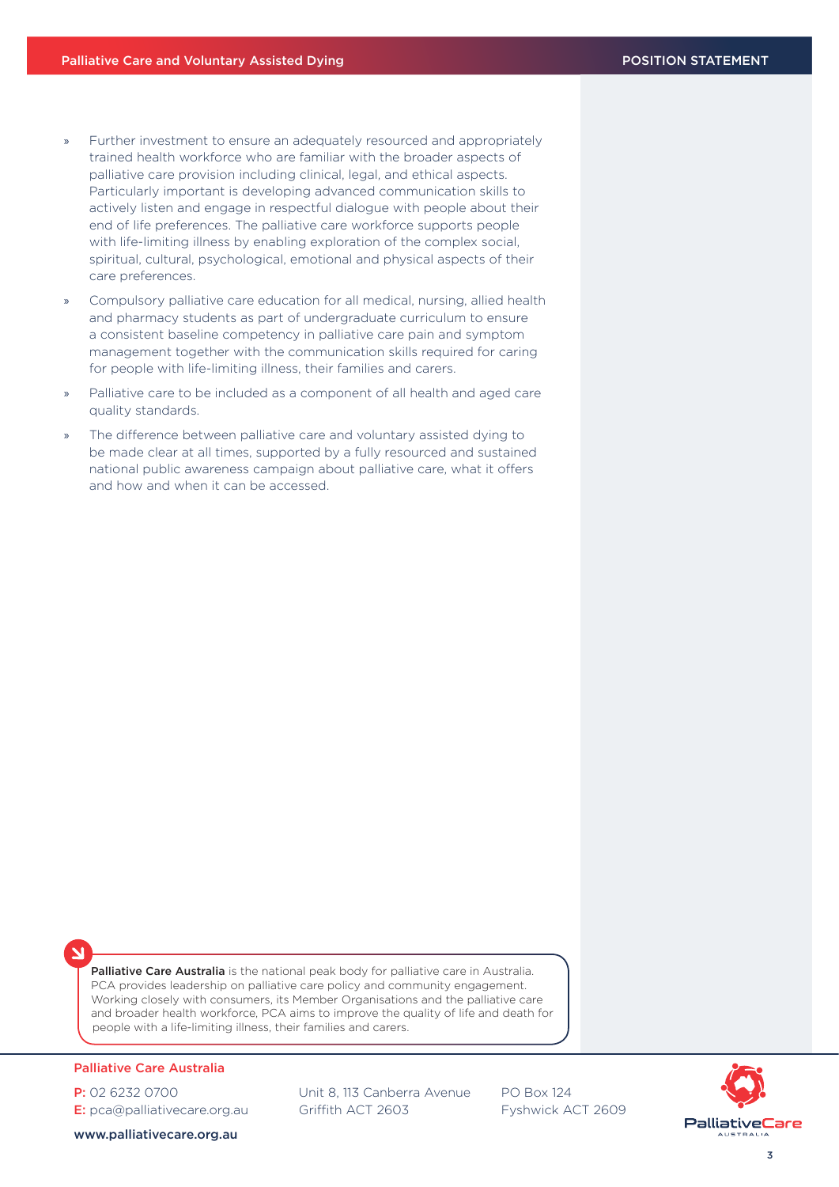- Further investment to ensure an adequately resourced and appropriately trained health workforce who are familiar with the broader aspects of palliative care provision including clinical, legal, and ethical aspects. Particularly important is developing advanced communication skills to actively listen and engage in respectful dialogue with people about their end of life preferences. The palliative care workforce supports people with life-limiting illness by enabling exploration of the complex social, spiritual, cultural, psychological, emotional and physical aspects of their care preferences.
- Compulsory palliative care education for all medical, nursing, allied health and pharmacy students as part of undergraduate curriculum to ensure a consistent baseline competency in palliative care pain and symptom management together with the communication skills required for caring for people with life-limiting illness, their families and carers.
- Palliative care to be included as a component of all health and aged care quality standards.
- The difference between palliative care and voluntary assisted dying to be made clear at all times, supported by a fully resourced and sustained national public awareness campaign about palliative care, what it offers and how and when it can be accessed.

**Palliative Care Australia** is the national peak body for palliative care in Australia. PCA provides leadership on palliative care policy and community engagement. Working closely with consumers, its Member Organisations and the palliative care and broader health workforce, PCA aims to improve the quality of life and death for people with a life-limiting illness, their families and carers.

**Palliative Care Australia**

**P:** 02 6232 0700
**E:** pca@palliativecare.org.au

Unit 8, 113 Canberra Avenue
Griffith ACT 2603

PO Box 124
Fyshwick ACT 2609

**www.palliativecare.org.au**